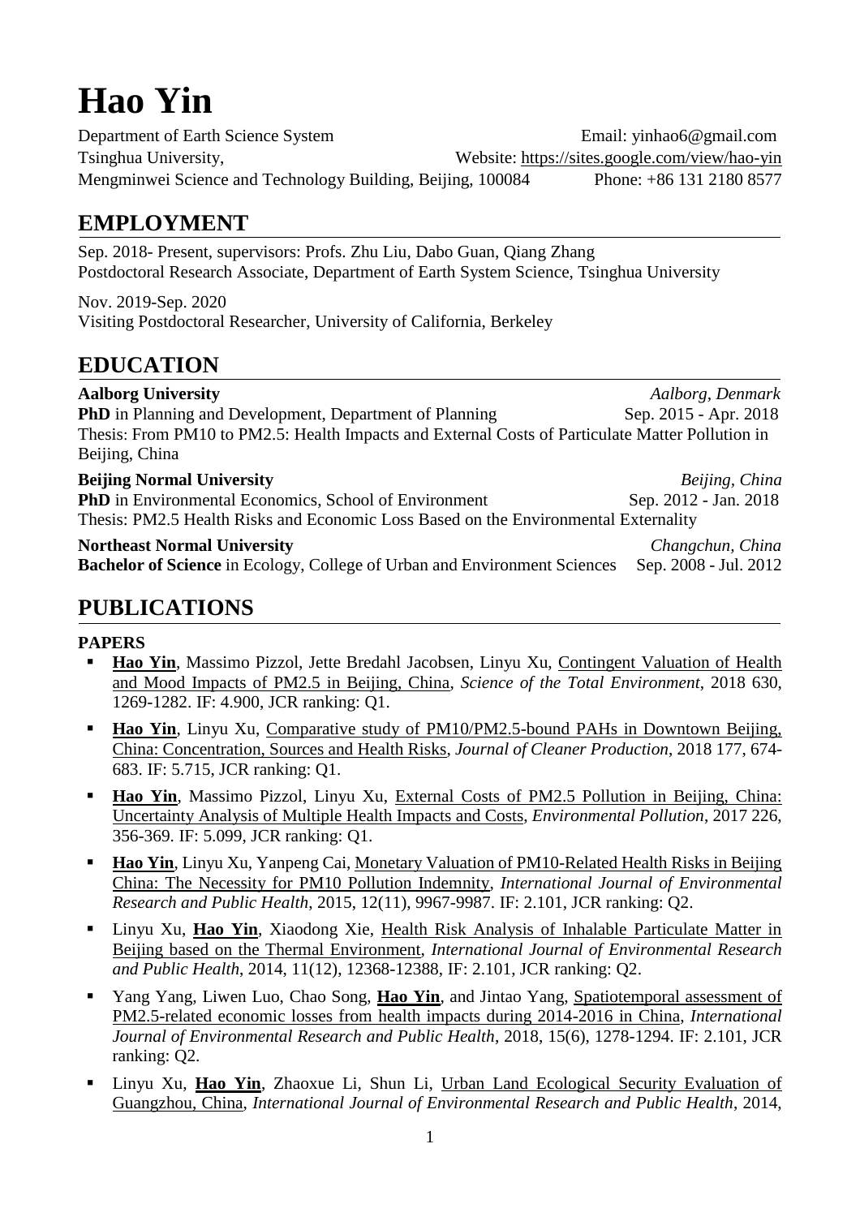# Hao Yin

Department of Earth Science System
Tsinghua University,
Mengminwei Science and Technology Building, Beijing, 100084

Email: yinhao6@gmail.com
Website: https://sites.google.com/view/hao-yin
Phone: +86 131 2180 8577

## EMPLOYMENT

Sep. 2018- Present, supervisors: Profs. Zhu Liu, Dabo Guan, Qiang Zhang
Postdoctoral Research Associate, Department of Earth System Science, Tsinghua University

Nov. 2019-Sep. 2020
Visiting Postdoctoral Researcher, University of California, Berkeley

## EDUCATION

**Aalborg University** — *Aalborg, Denmark*
**PhD** in Planning and Development, Department of Planning — Sep. 2015 - Apr. 2018
Thesis: From PM10 to PM2.5: Health Impacts and External Costs of Particulate Matter Pollution in Beijing, China

**Beijing Normal University** — *Beijing, China*
**PhD** in Environmental Economics, School of Environment — Sep. 2012 - Jan. 2018
Thesis: PM2.5 Health Risks and Economic Loss Based on the Environmental Externality

**Northeast Normal University** — *Changchun, China*
**Bachelor of Science** in Ecology, College of Urban and Environment Sciences — Sep. 2008 - Jul. 2012

## PUBLICATIONS

### PAPERS

- **Hao Yin**, Massimo Pizzol, Jette Bredahl Jacobsen, Linyu Xu, Contingent Valuation of Health and Mood Impacts of PM2.5 in Beijing, China, *Science of the Total Environment*, 2018 630, 1269-1282. IF: 4.900, JCR ranking: Q1.
- **Hao Yin**, Linyu Xu, Comparative study of PM10/PM2.5-bound PAHs in Downtown Beijing, China: Concentration, Sources and Health Risks, *Journal of Cleaner Production*, 2018 177, 674-683. IF: 5.715, JCR ranking: Q1.
- **Hao Yin**, Massimo Pizzol, Linyu Xu, External Costs of PM2.5 Pollution in Beijing, China: Uncertainty Analysis of Multiple Health Impacts and Costs, *Environmental Pollution*, 2017 226, 356-369. IF: 5.099, JCR ranking: Q1.
- **Hao Yin**, Linyu Xu, Yanpeng Cai, Monetary Valuation of PM10-Related Health Risks in Beijing China: The Necessity for PM10 Pollution Indemnity, *International Journal of Environmental Research and Public Health*, 2015, 12(11), 9967-9987. IF: 2.101, JCR ranking: Q2.
- Linyu Xu, **Hao Yin**, Xiaodong Xie, Health Risk Analysis of Inhalable Particulate Matter in Beijing based on the Thermal Environment, *International Journal of Environmental Research and Public Health*, 2014, 11(12), 12368-12388, IF: 2.101, JCR ranking: Q2.
- Yang Yang, Liwen Luo, Chao Song, **Hao Yin**, and Jintao Yang, Spatiotemporal assessment of PM2.5-related economic losses from health impacts during 2014-2016 in China, *International Journal of Environmental Research and Public Health*, 2018, 15(6), 1278-1294. IF: 2.101, JCR ranking: Q2.
- Linyu Xu, **Hao Yin**, Zhaoxue Li, Shun Li, Urban Land Ecological Security Evaluation of Guangzhou, China, *International Journal of Environmental Research and Public Health*, 2014,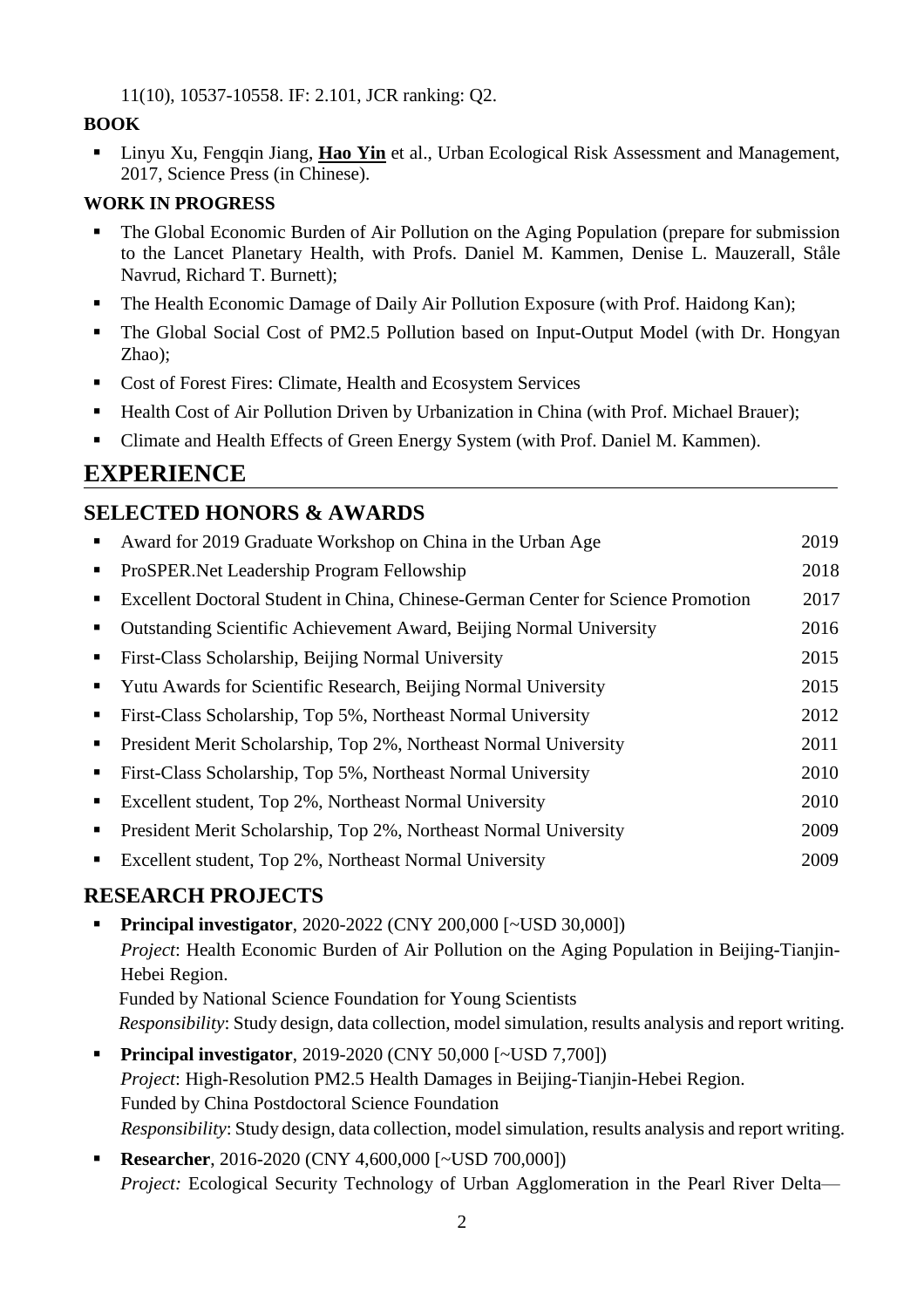11(10), 10537-10558. IF: 2.101, JCR ranking: Q2.

**BOOK**

- Linyu Xu, Fengqin Jiang, **Hao Yin** et al., Urban Ecological Risk Assessment and Management, 2017, Science Press (in Chinese).

**WORK IN PROGRESS**

- The Global Economic Burden of Air Pollution on the Aging Population (prepare for submission to the Lancet Planetary Health, with Profs. Daniel M. Kammen, Denise L. Mauzerall, Ståle Navrud, Richard T. Burnett);
- The Health Economic Damage of Daily Air Pollution Exposure (with Prof. Haidong Kan);
- The Global Social Cost of PM2.5 Pollution based on Input-Output Model (with Dr. Hongyan Zhao);
- Cost of Forest Fires: Climate, Health and Ecosystem Services
- Health Cost of Air Pollution Driven by Urbanization in China (with Prof. Michael Brauer);
- Climate and Health Effects of Green Energy System (with Prof. Daniel M. Kammen).

# EXPERIENCE

## SELECTED HONORS & AWARDS

- Award for 2019 Graduate Workshop on China in the Urban Age — 2019
- ProSPER.Net Leadership Program Fellowship — 2018
- Excellent Doctoral Student in China, Chinese-German Center for Science Promotion — 2017
- Outstanding Scientific Achievement Award, Beijing Normal University — 2016
- First-Class Scholarship, Beijing Normal University — 2015
- Yutu Awards for Scientific Research, Beijing Normal University — 2015
- First-Class Scholarship, Top 5%, Northeast Normal University — 2012
- President Merit Scholarship, Top 2%, Northeast Normal University — 2011
- First-Class Scholarship, Top 5%, Northeast Normal University — 2010
- Excellent student, Top 2%, Northeast Normal University — 2010
- President Merit Scholarship, Top 2%, Northeast Normal University — 2009
- Excellent student, Top 2%, Northeast Normal University — 2009

## RESEARCH PROJECTS

- **Principal investigator**, 2020-2022 (CNY 200,000 [~USD 30,000])
  *Project*: Health Economic Burden of Air Pollution on the Aging Population in Beijing-Tianjin-Hebei Region.
  Funded by National Science Foundation for Young Scientists
  *Responsibility*: Study design, data collection, model simulation, results analysis and report writing.
- **Principal investigator**, 2019-2020 (CNY 50,000 [~USD 7,700])
  *Project*: High-Resolution PM2.5 Health Damages in Beijing-Tianjin-Hebei Region.
  Funded by China Postdoctoral Science Foundation
  *Responsibility*: Study design, data collection, model simulation, results analysis and report writing.
- **Researcher**, 2016-2020 (CNY 4,600,000 [~USD 700,000])
  *Project:* Ecological Security Technology of Urban Agglomeration in the Pearl River Delta—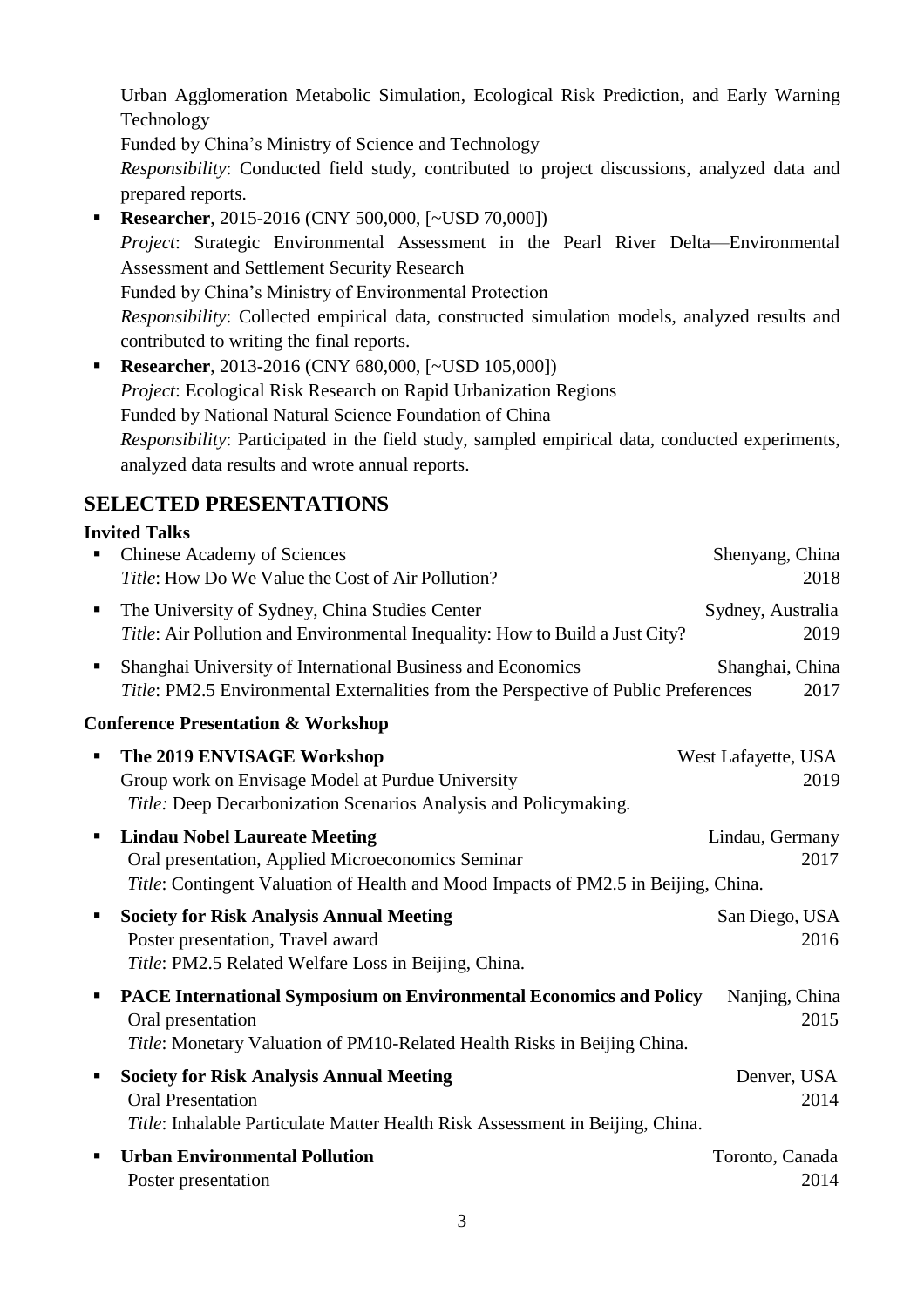Urban Agglomeration Metabolic Simulation, Ecological Risk Prediction, and Early Warning Technology
Funded by China's Ministry of Science and Technology
*Responsibility*: Conducted field study, contributed to project discussions, analyzed data and prepared reports.

- **Researcher**, 2015-2016 (CNY 500,000, [~USD 70,000])
  *Project*: Strategic Environmental Assessment in the Pearl River Delta—Environmental Assessment and Settlement Security Research
  Funded by China's Ministry of Environmental Protection
  *Responsibility*: Collected empirical data, constructed simulation models, analyzed results and contributed to writing the final reports.
- **Researcher**, 2013-2016 (CNY 680,000, [~USD 105,000])
  *Project*: Ecological Risk Research on Rapid Urbanization Regions
  Funded by National Natural Science Foundation of China
  *Responsibility*: Participated in the field study, sampled empirical data, conducted experiments, analyzed data results and wrote annual reports.

## SELECTED PRESENTATIONS

### Invited Talks

- Chinese Academy of Sciences — Shenyang, China
  *Title*: How Do We Value the Cost of Air Pollution? — 2018
- The University of Sydney, China Studies Center — Sydney, Australia
  *Title*: Air Pollution and Environmental Inequality: How to Build a Just City? — 2019
- Shanghai University of International Business and Economics — Shanghai, China
  *Title*: PM2.5 Environmental Externalities from the Perspective of Public Preferences — 2017

### Conference Presentation & Workshop

- **The 2019 ENVISAGE Workshop** — West Lafayette, USA
  Group work on Envisage Model at Purdue University — 2019
  *Title:* Deep Decarbonization Scenarios Analysis and Policymaking.
- **Lindau Nobel Laureate Meeting** — Lindau, Germany
  Oral presentation, Applied Microeconomics Seminar — 2017
  *Title*: Contingent Valuation of Health and Mood Impacts of PM2.5 in Beijing, China.
- **Society for Risk Analysis Annual Meeting** — San Diego, USA
  Poster presentation, Travel award — 2016
  *Title*: PM2.5 Related Welfare Loss in Beijing, China.
- **PACE International Symposium on Environmental Economics and Policy** — Nanjing, China
  Oral presentation — 2015
  *Title*: Monetary Valuation of PM10-Related Health Risks in Beijing China.
- **Society for Risk Analysis Annual Meeting** — Denver, USA
  Oral Presentation — 2014
  *Title*: Inhalable Particulate Matter Health Risk Assessment in Beijing, China.
- **Urban Environmental Pollution** — Toronto, Canada
  Poster presentation — 2014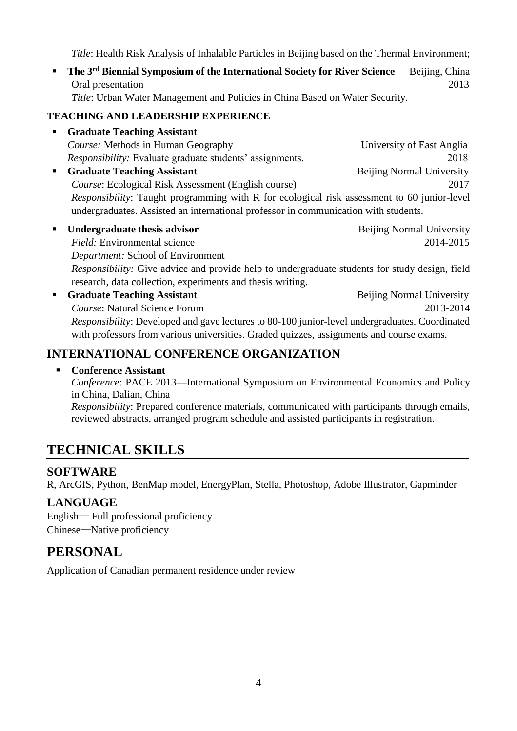*Title*: Health Risk Analysis of Inhalable Particles in Beijing based on the Thermal Environment;

- **The 3rd Biennial Symposium of the International Society for River Science** Beijing, China
  Oral presentation 2013
  *Title*: Urban Water Management and Policies in China Based on Water Security.

### TEACHING AND LEADERSHIP EXPERIENCE

- **Graduate Teaching Assistant**
  *Course:* Methods in Human Geography University of East Anglia
  *Responsibility:* Evaluate graduate students' assignments. 2018
- **Graduate Teaching Assistant** Beijing Normal University
  *Course*: Ecological Risk Assessment (English course) 2017
  *Responsibility*: Taught programming with R for ecological risk assessment to 60 junior-level undergraduates. Assisted an international professor in communication with students.
- **Undergraduate thesis advisor** Beijing Normal University
  *Field:* Environmental science 2014-2015
  *Department:* School of Environment
  *Responsibility:* Give advice and provide help to undergraduate students for study design, field research, data collection, experiments and thesis writing.
- **Graduate Teaching Assistant** Beijing Normal University
  *Course*: Natural Science Forum 2013-2014
  *Responsibility*: Developed and gave lectures to 80-100 junior-level undergraduates. Coordinated with professors from various universities. Graded quizzes, assignments and course exams.

## INTERNATIONAL CONFERENCE ORGANIZATION

- **Conference Assistant**
  *Conference*: PACE 2013—International Symposium on Environmental Economics and Policy in China, Dalian, China
  *Responsibility*: Prepared conference materials, communicated with participants through emails, reviewed abstracts, arranged program schedule and assisted participants in registration.

# TECHNICAL SKILLS

## SOFTWARE

R, ArcGIS, Python, BenMap model, EnergyPlan, Stella, Photoshop, Adobe Illustrator, Gapminder

## LANGUAGE

English— Full professional proficiency
Chinese—Native proficiency

# PERSONAL

Application of Canadian permanent residence under review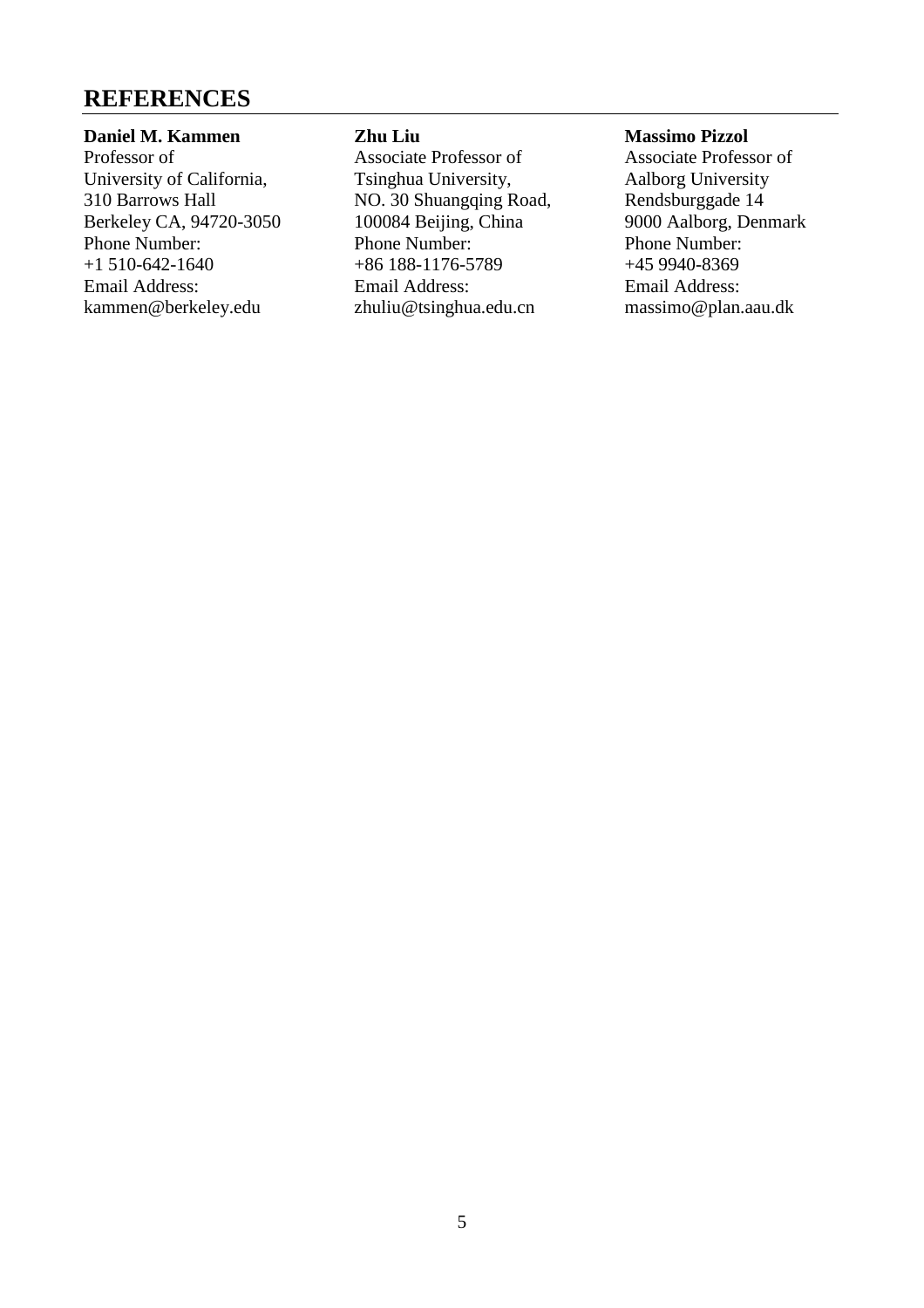## REFERENCES

**Daniel M. Kammen**
Professor of
University of California,
310 Barrows Hall
Berkeley CA, 94720-3050
Phone Number:
+1 510-642-1640
Email Address:
kammen@berkeley.edu

**Zhu Liu**
Associate Professor of
Tsinghua University,
NO. 30 Shuangqing Road,
100084 Beijing, China
Phone Number:
+86 188-1176-5789
Email Address:
zhuliu@tsinghua.edu.cn

**Massimo Pizzol**
Associate Professor of
Aalborg University
Rendsburggade 14
9000 Aalborg, Denmark
Phone Number:
+45 9940-8369
Email Address:
massimo@plan.aau.dk